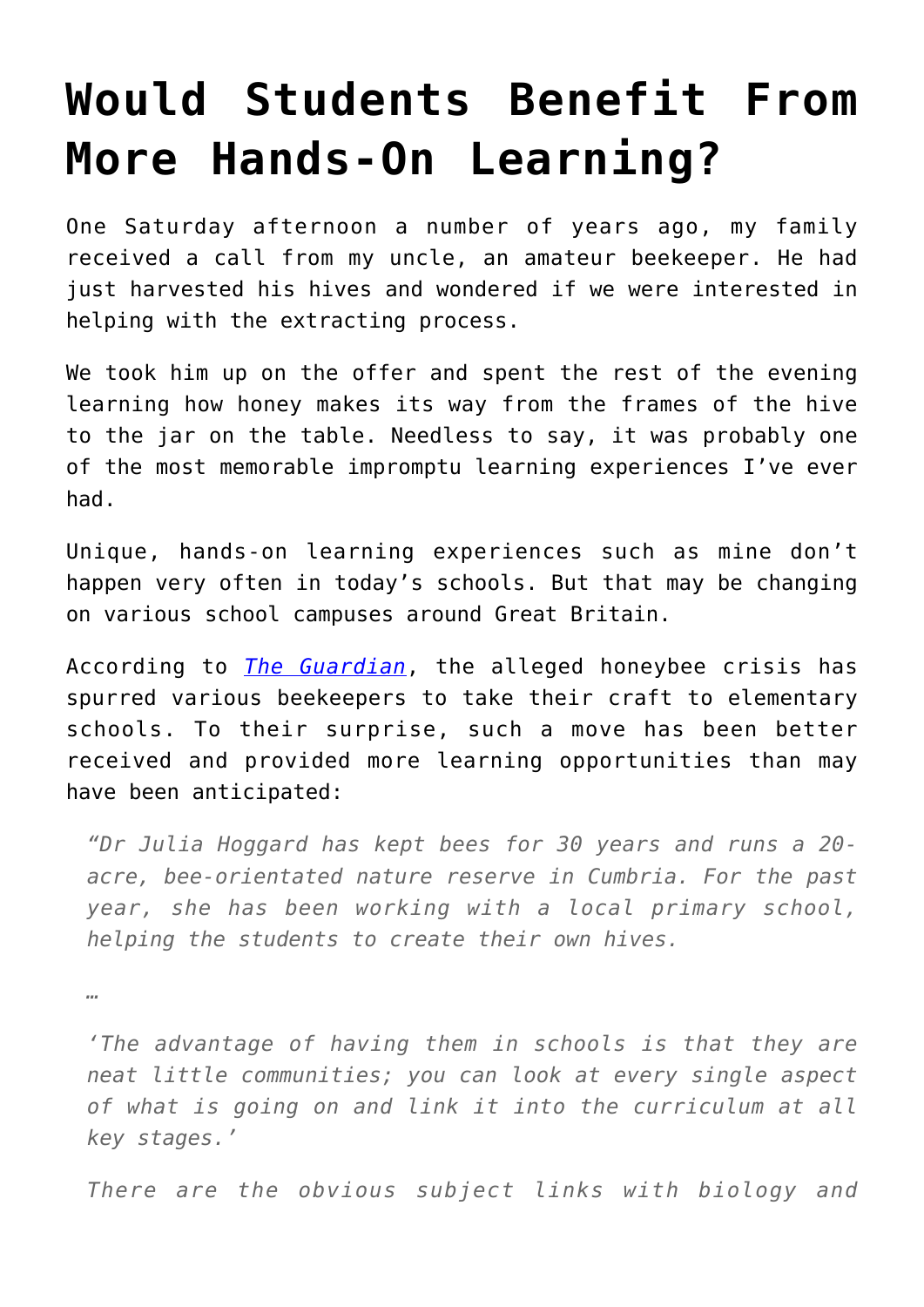# Would Students Benefit From More Hands-On Learning?

One Saturday afternoon a number of years ago, my family received a call from my uncle, an amateur beekeeper. He had just harvested his hives and wondered if we were interested in helping with the extracting process.

We took him up on the offer and spent the rest of the evening learning how honey makes its way from the frames of the hive to the jar on the table. Needless to say, it was probably one of the most memorable impromptu learning experiences I've ever had.

Unique, hands-on learning experiences such as mine don't happen very often in today's schools. But that may be changing on various school campuses around Great Britain.

According to [*The Guardian*](), the alleged honeybee crisis has spurred various beekeepers to take their craft to elementary schools. To their surprise, such a move has been better received and provided more learning opportunities than may have been anticipated:

> *"Dr Julia Hoggard has kept bees for 30 years and runs a 20-acre, bee-orientated nature reserve in Cumbria. For the past year, she has been working with a local primary school, helping the students to create their own hives.*
>
> *…*
>
> *'The advantage of having them in schools is that they are neat little communities; you can look at every single aspect of what is going on and link it into the curriculum at all key stages.'*
>
> *There are the obvious subject links with biology and*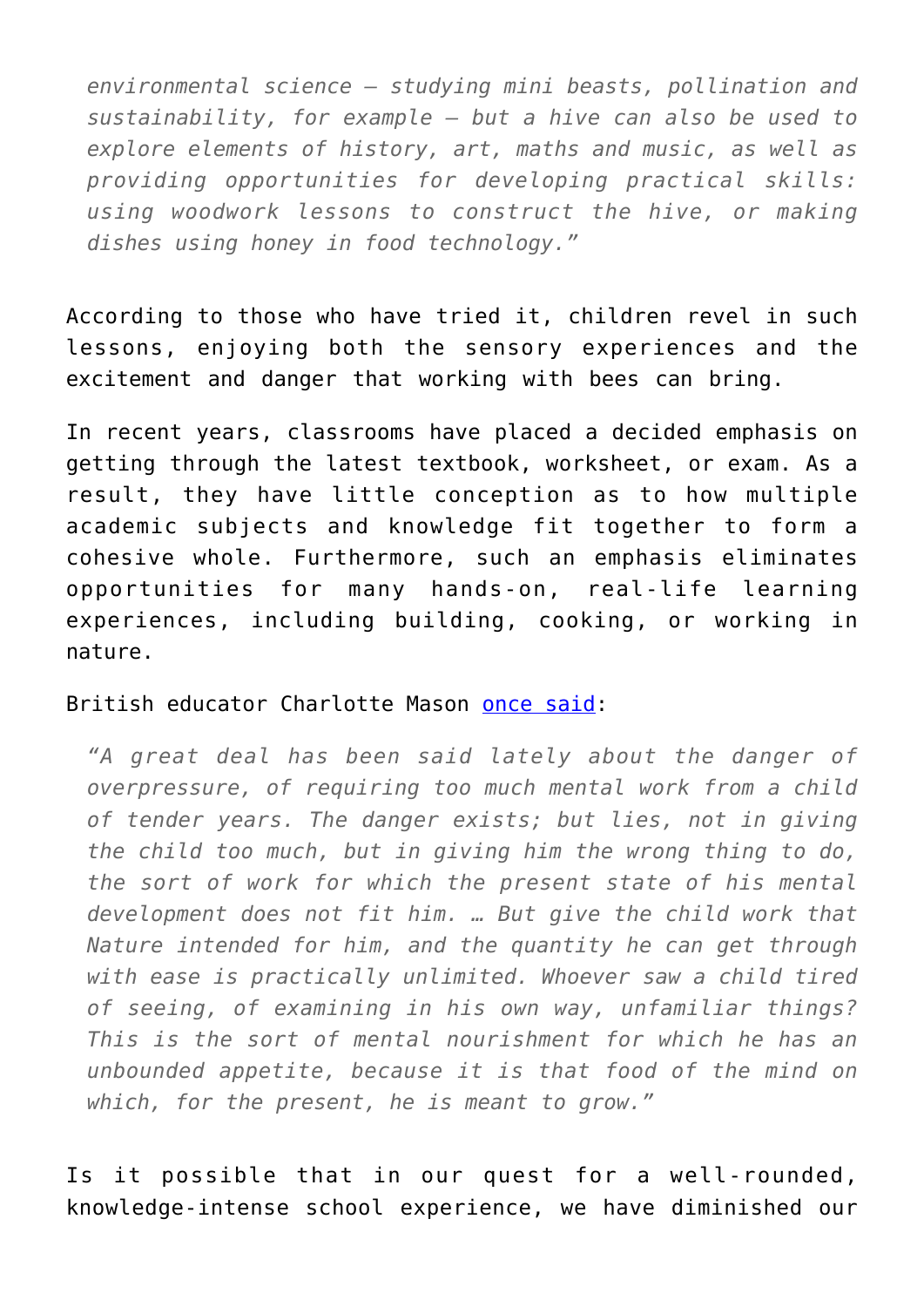> *environmental science – studying mini beasts, pollination and sustainability, for example – but a hive can also be used to explore elements of history, art, maths and music, as well as providing opportunities for developing practical skills: using woodwork lessons to construct the hive, or making dishes using honey in food technology."*

According to those who have tried it, children revel in such lessons, enjoying both the sensory experiences and the excitement and danger that working with bees can bring.

In recent years, classrooms have placed a decided emphasis on getting through the latest textbook, worksheet, or exam. As a result, they have little conception as to how multiple academic subjects and knowledge fit together to form a cohesive whole. Furthermore, such an emphasis eliminates opportunities for many hands-on, real-life learning experiences, including building, cooking, or working in nature.

British educator Charlotte Mason once said:

> *"A great deal has been said lately about the danger of overpressure, of requiring too much mental work from a child of tender years. The danger exists; but lies, not in giving the child too much, but in giving him the wrong thing to do, the sort of work for which the present state of his mental development does not fit him. … But give the child work that Nature intended for him, and the quantity he can get through with ease is practically unlimited. Whoever saw a child tired of seeing, of examining in his own way, unfamiliar things? This is the sort of mental nourishment for which he has an unbounded appetite, because it is that food of the mind on which, for the present, he is meant to grow."*

Is it possible that in our quest for a well-rounded, knowledge-intense school experience, we have diminished our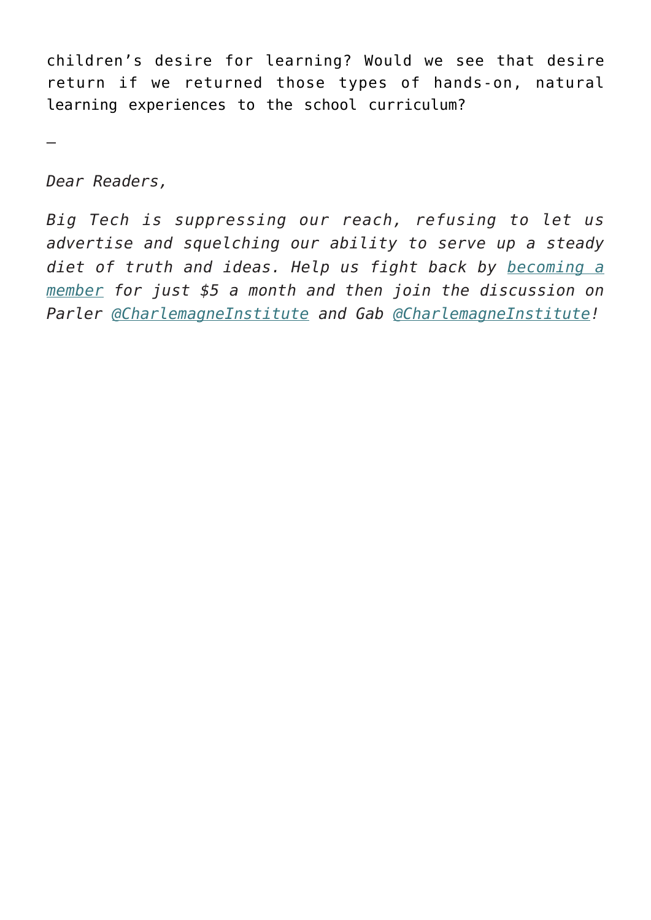children's desire for learning? Would we see that desire return if we returned those types of hands-on, natural learning experiences to the school curriculum?

—

*Dear Readers,*

*Big Tech is suppressing our reach, refusing to let us advertise and squelching our ability to serve up a steady diet of truth and ideas. Help us fight back by becoming a member for just $5 a month and then join the discussion on Parler @CharlemagneInstitute and Gab @CharlemagneInstitute!*